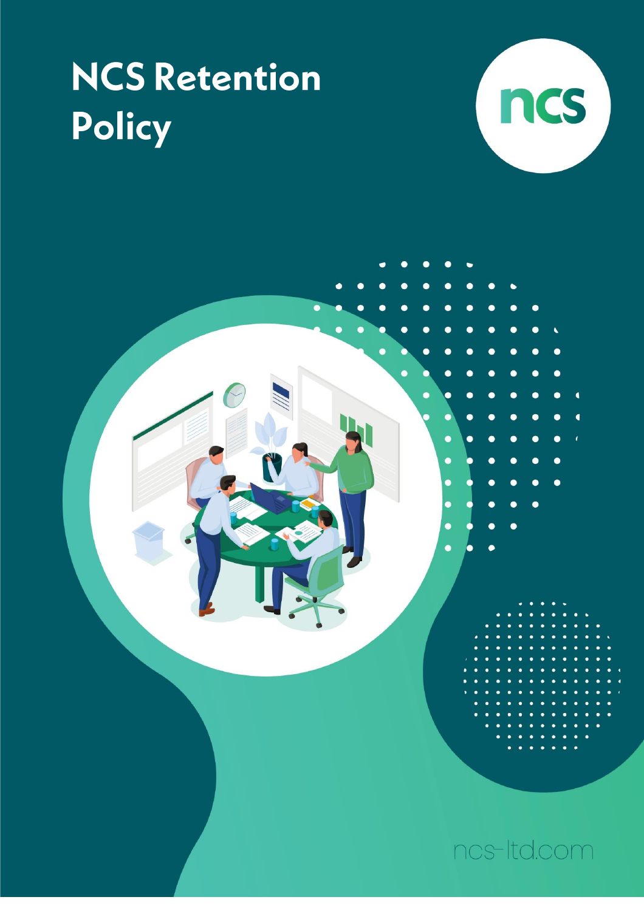# NCS Retention Policy

ncs

ncs-ltd.com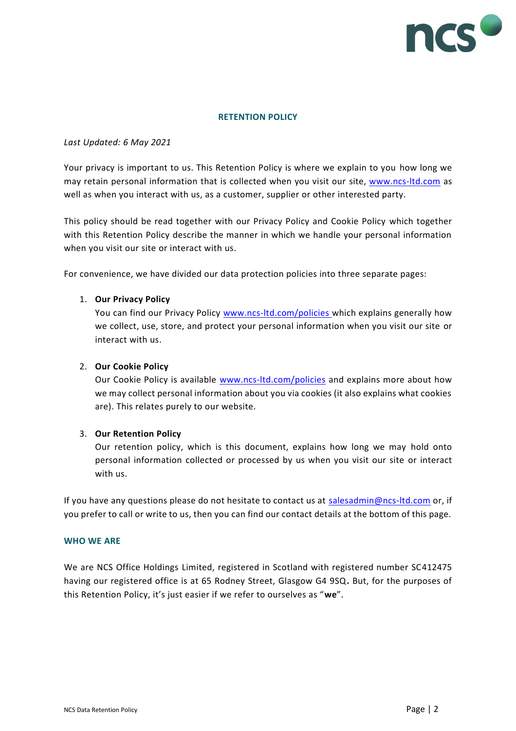# RETENTION POLICY

*Last Updated: 6 May 2021*

Your privacy is important to us. This Retention Policy is where we explain to you how long we may retain personal information that is collected when you visit our site, www.ncs-ltd.com as well as when you interact with us, as a customer, supplier or other interested party.

This policy should be read together with our Privacy Policy and Cookie Policy which together with this Retention Policy describe the manner in which we handle your personal information when you visit our site or interact with us.

For convenience, we have divided our data protection policies into three separate pages:

1. **Our Privacy Policy**
   You can find our Privacy Policy www.ncs-ltd.com/policies which explains generally how we collect, use, store, and protect your personal information when you visit our site or interact with us.

2. **Our Cookie Policy**
   Our Cookie Policy is available www.ncs-ltd.com/policies and explains more about how we may collect personal information about you via cookies (it also explains what cookies are). This relates purely to our website.

3. **Our Retention Policy**
   Our retention policy, which is this document, explains how long we may hold onto personal information collected or processed by us when you visit our site or interact with us.

If you have any questions please do not hesitate to contact us at salesadmin@ncs-ltd.com or, if you prefer to call or write to us, then you can find our contact details at the bottom of this page.

## WHO WE ARE

We are NCS Office Holdings Limited, registered in Scotland with registered number SC412475 having our registered office is at 65 Rodney Street, Glasgow G4 9SQ**.** But, for the purposes of this Retention Policy, it's just easier if we refer to ourselves as "**we**".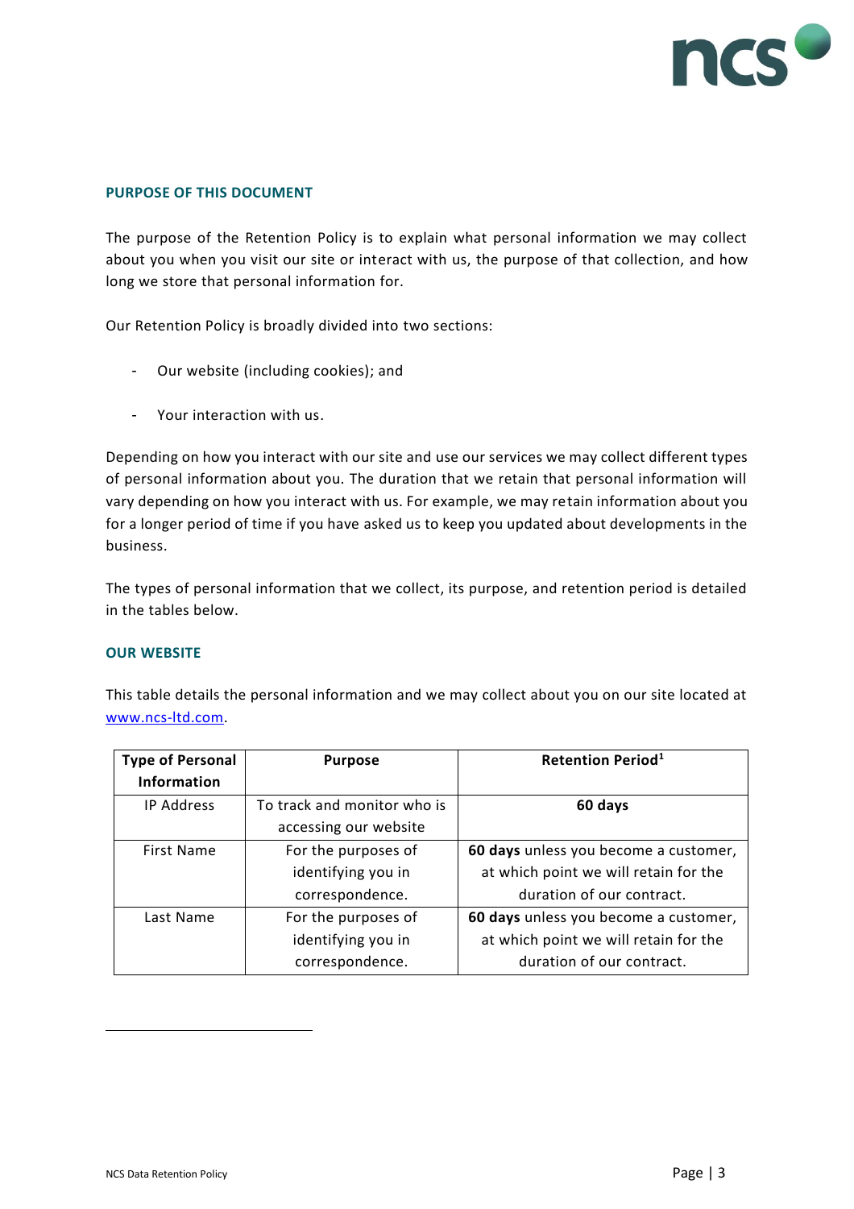## PURPOSE OF THIS DOCUMENT

The purpose of the Retention Policy is to explain what personal information we may collect about you when you visit our site or interact with us, the purpose of that collection, and how long we store that personal information for.

Our Retention Policy is broadly divided into two sections:

- Our website (including cookies); and
- Your interaction with us.

Depending on how you interact with our site and use our services we may collect different types of personal information about you. The duration that we retain that personal information will vary depending on how you interact with us. For example, we may retain information about you for a longer period of time if you have asked us to keep you updated about developments in the business.

The types of personal information that we collect, its purpose, and retention period is detailed in the tables below.

## OUR WEBSITE

This table details the personal information and we may collect about you on our site located at www.ncs-ltd.com.

| Type of Personal Information | Purpose | Retention Period[1] |
|---|---|---|
| IP Address | To track and monitor who is accessing our website | **60 days** |
| First Name | For the purposes of identifying you in correspondence. | **60 days** unless you become a customer, at which point we will retain for the duration of our contract. |
| Last Name | For the purposes of identifying you in correspondence. | **60 days** unless you become a customer, at which point we will retain for the duration of our contract. |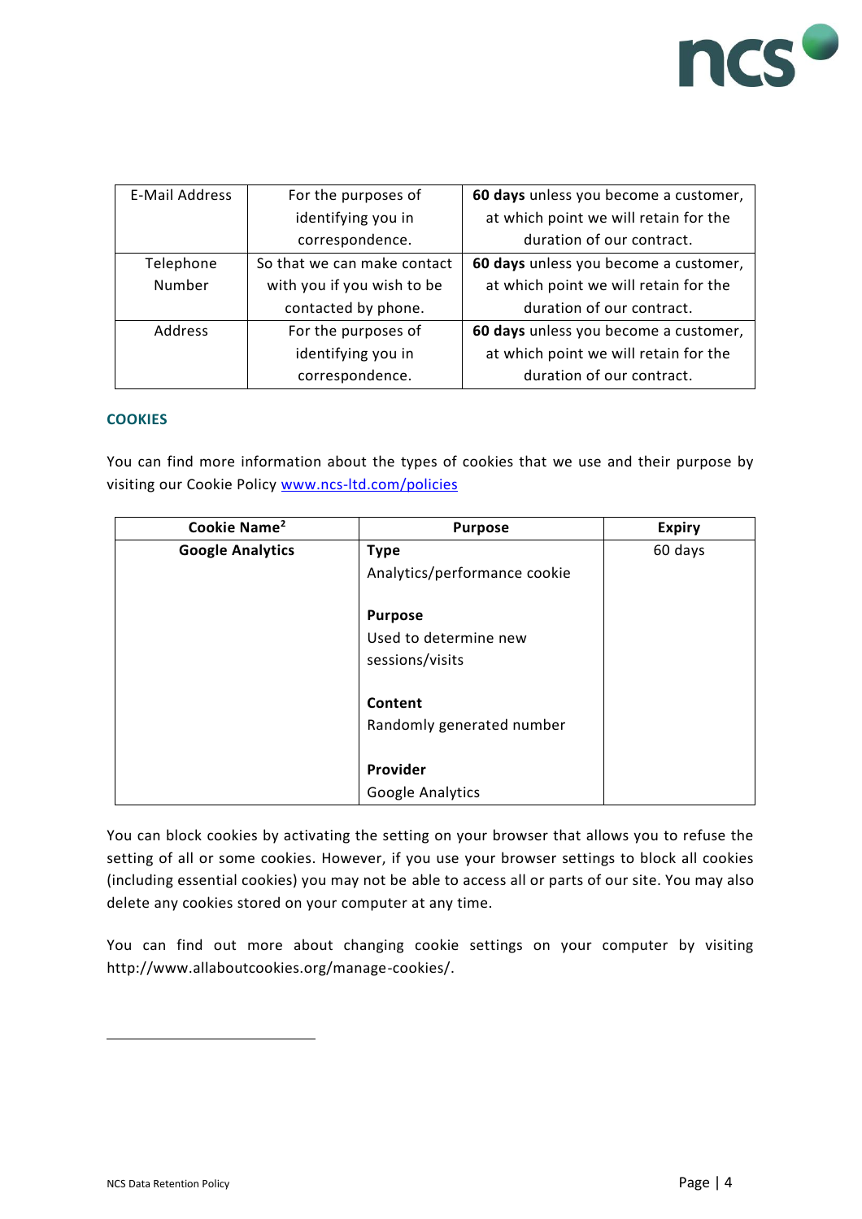| E-Mail Address | For the purposes of identifying you in correspondence. | **60 days** unless you become a customer, at which point we will retain for the duration of our contract. |
|---|---|---|
| Telephone Number | So that we can make contact with you if you wish to be contacted by phone. | **60 days** unless you become a customer, at which point we will retain for the duration of our contract. |
| Address | For the purposes of identifying you in correspondence. | **60 days** unless you become a customer, at which point we will retain for the duration of our contract. |

## COOKIES

You can find more information about the types of cookies that we use and their purpose by visiting our Cookie Policy [www.ncs-ltd.com/policies](www.ncs-ltd.com/policies)

| Cookie Name[2] | Purpose | Expiry |
|---|---|---|
| **Google Analytics** | **Type**<br>Analytics/performance cookie<br><br>**Purpose**<br>Used to determine new sessions/visits<br><br>**Content**<br>Randomly generated number<br><br>**Provider**<br>Google Analytics | 60 days |

You can block cookies by activating the setting on your browser that allows you to refuse the setting of all or some cookies. However, if you use your browser settings to block all cookies (including essential cookies) you may not be able to access all or parts of our site. You may also delete any cookies stored on your computer at any time.

You can find out more about changing cookie settings on your computer by visiting http://www.allaboutcookies.org/manage-cookies/.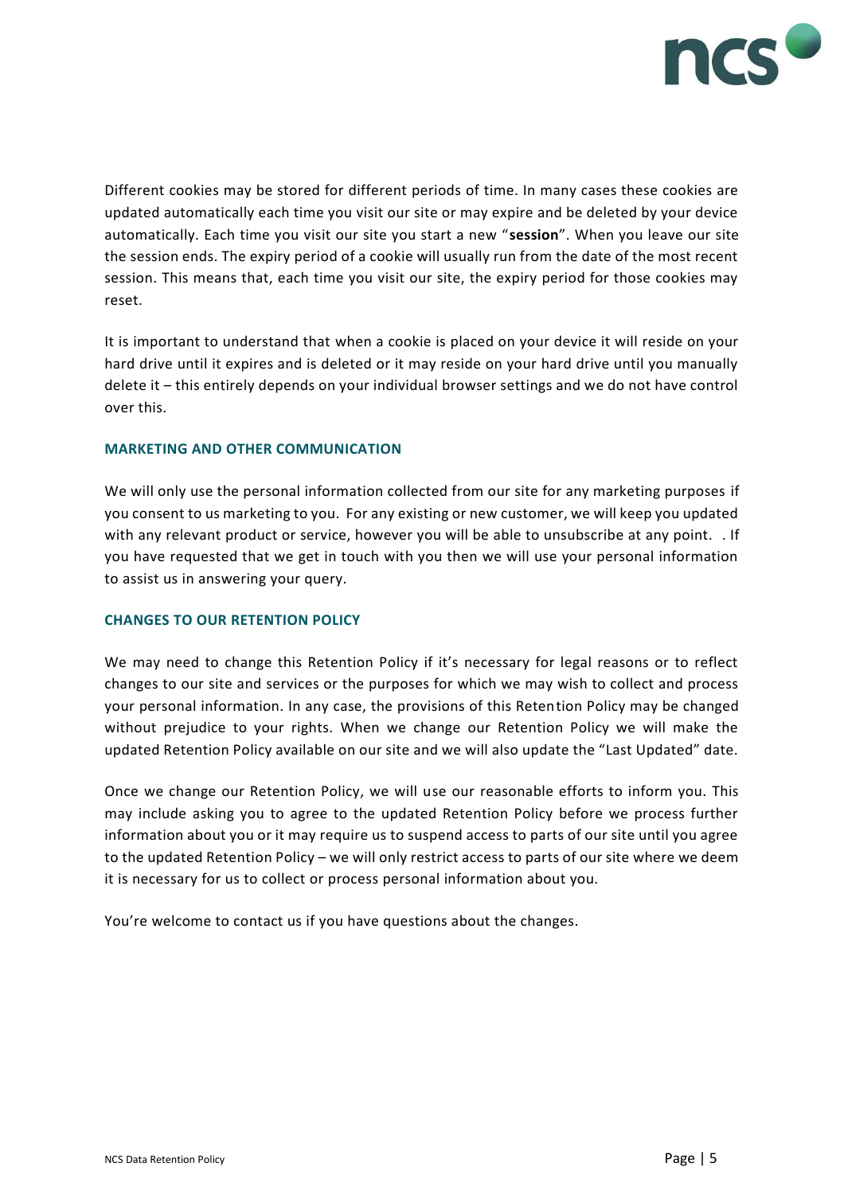Different cookies may be stored for different periods of time. In many cases these cookies are updated automatically each time you visit our site or may expire and be deleted by your device automatically. Each time you visit our site you start a new "**session**". When you leave our site the session ends. The expiry period of a cookie will usually run from the date of the most recent session. This means that, each time you visit our site, the expiry period for those cookies may reset.

It is important to understand that when a cookie is placed on your device it will reside on your hard drive until it expires and is deleted or it may reside on your hard drive until you manually delete it – this entirely depends on your individual browser settings and we do not have control over this.

## MARKETING AND OTHER COMMUNICATION

We will only use the personal information collected from our site for any marketing purposes if you consent to us marketing to you. For any existing or new customer, we will keep you updated with any relevant product or service, however you will be able to unsubscribe at any point. . If you have requested that we get in touch with you then we will use your personal information to assist us in answering your query.

## CHANGES TO OUR RETENTION POLICY

We may need to change this Retention Policy if it's necessary for legal reasons or to reflect changes to our site and services or the purposes for which we may wish to collect and process your personal information. In any case, the provisions of this Retention Policy may be changed without prejudice to your rights. When we change our Retention Policy we will make the updated Retention Policy available on our site and we will also update the "Last Updated" date.

Once we change our Retention Policy, we will use our reasonable efforts to inform you. This may include asking you to agree to the updated Retention Policy before we process further information about you or it may require us to suspend access to parts of our site until you agree to the updated Retention Policy – we will only restrict access to parts of our site where we deem it is necessary for us to collect or process personal information about you.

You're welcome to contact us if you have questions about the changes.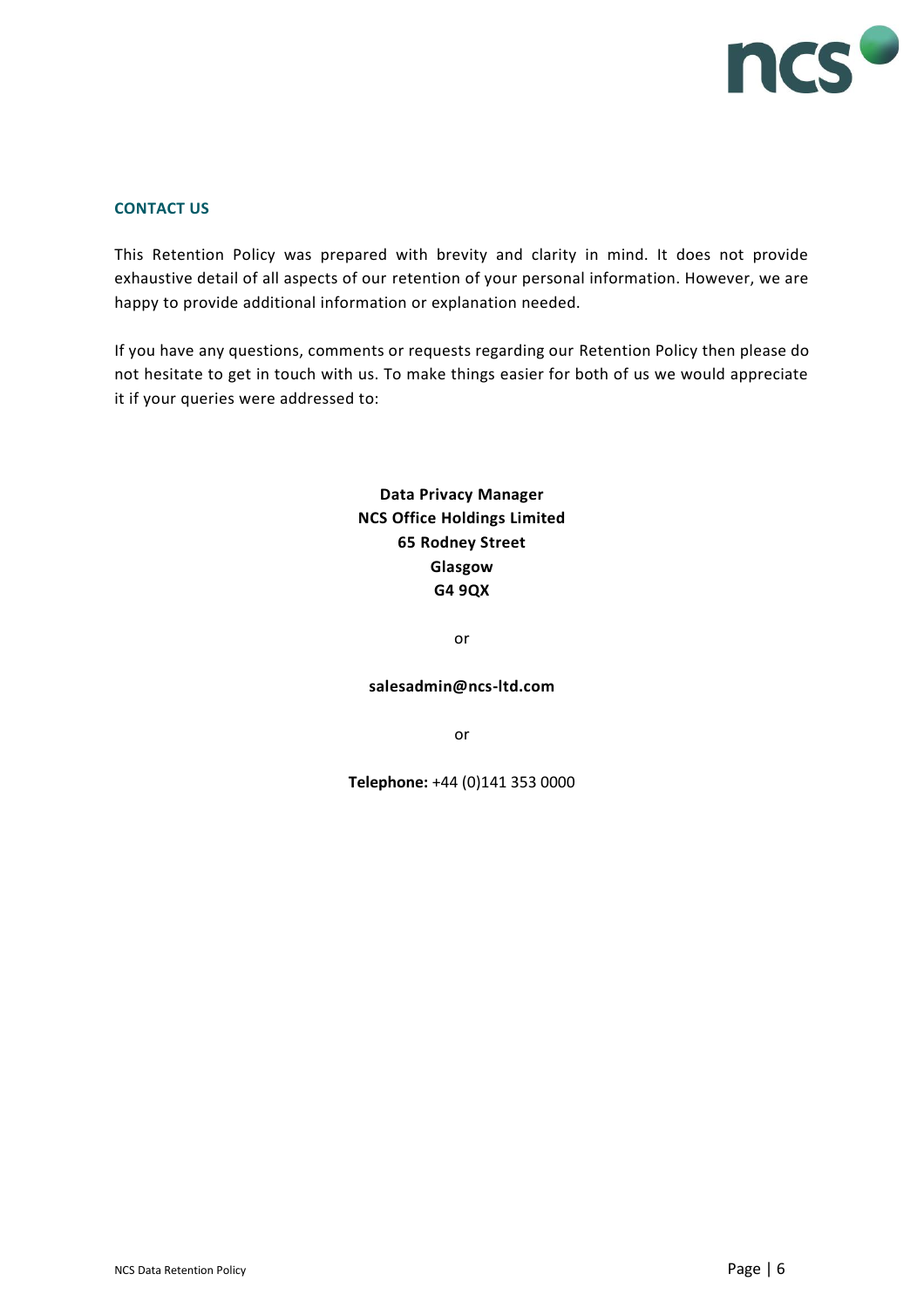## CONTACT US

This Retention Policy was prepared with brevity and clarity in mind. It does not provide exhaustive detail of all aspects of our retention of your personal information. However, we are happy to provide additional information or explanation needed.

If you have any questions, comments or requests regarding our Retention Policy then please do not hesitate to get in touch with us. To make things easier for both of us we would appreciate it if your queries were addressed to:

**Data Privacy Manager**
**NCS Office Holdings Limited**
**65 Rodney Street**
**Glasgow**
**G4 9QX**

or

**salesadmin@ncs-ltd.com**

or

**Telephone:** +44 (0)141 353 0000